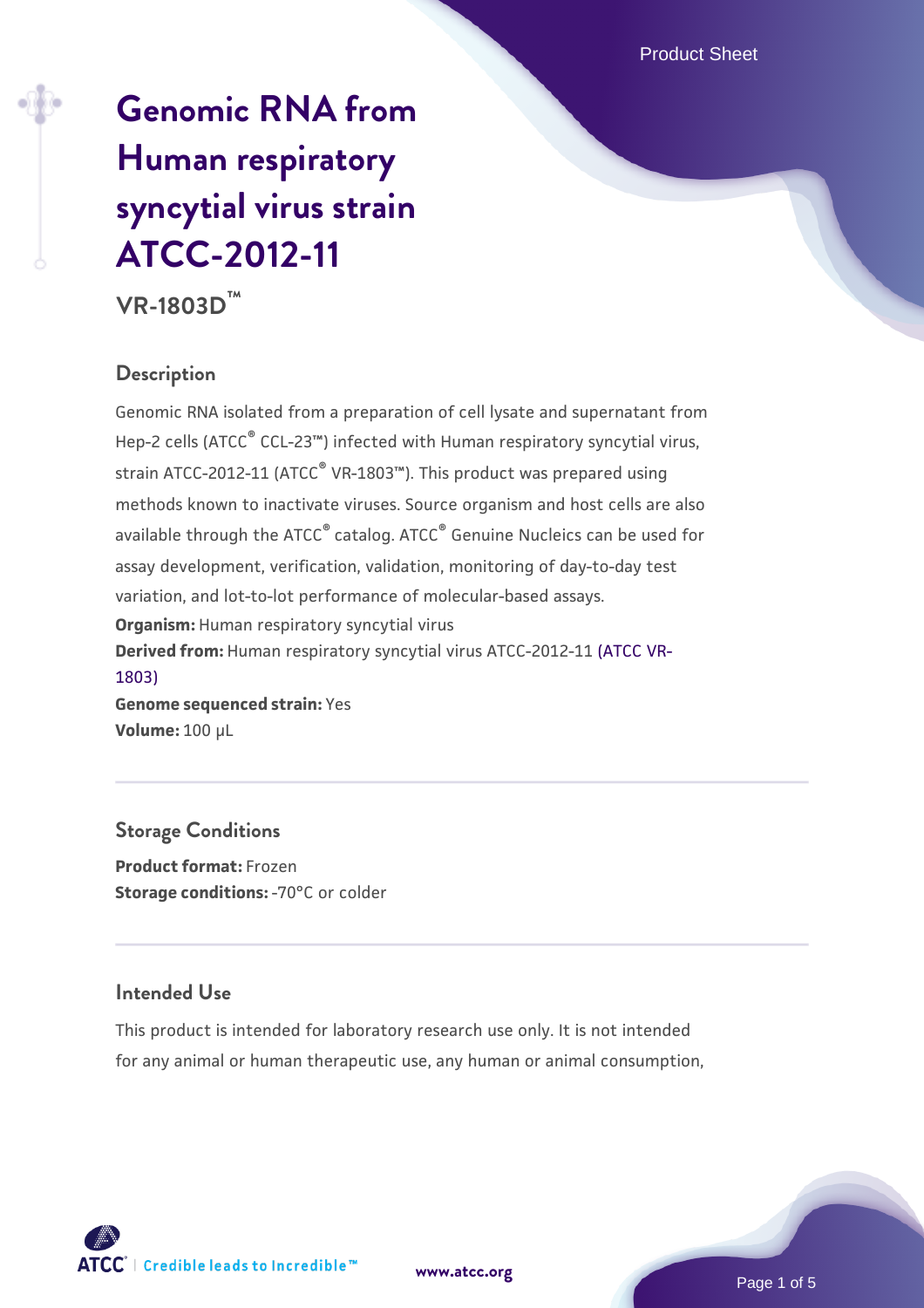# Genomic RNA from Human respiratory syncytial virus strain ATCC-2012-11

**VR-1803D™**

## Description

Genomic RNA isolated from a preparation of cell lysate and supernatant from Hep-2 cells (ATCC® CCL-23™) infected with Human respiratory syncytial virus, strain ATCC-2012-11 (ATCC® VR-1803™). This product was prepared using methods known to inactivate viruses. Source organism and host cells are also available through the ATCC® catalog. ATCC® Genuine Nucleics can be used for assay development, verification, validation, monitoring of day-to-day test variation, and lot-to-lot performance of molecular-based assays.

**Organism:** Human respiratory syncytial virus
**Derived from:** Human respiratory syncytial virus ATCC-2012-11 (ATCC VR-1803)
**Genome sequenced strain:** Yes
**Volume:** 100 µL

## Storage Conditions

**Product format:** Frozen
**Storage conditions:** -70°C or colder

## Intended Use

This product is intended for laboratory research use only. It is not intended for any animal or human therapeutic use, any human or animal consumption,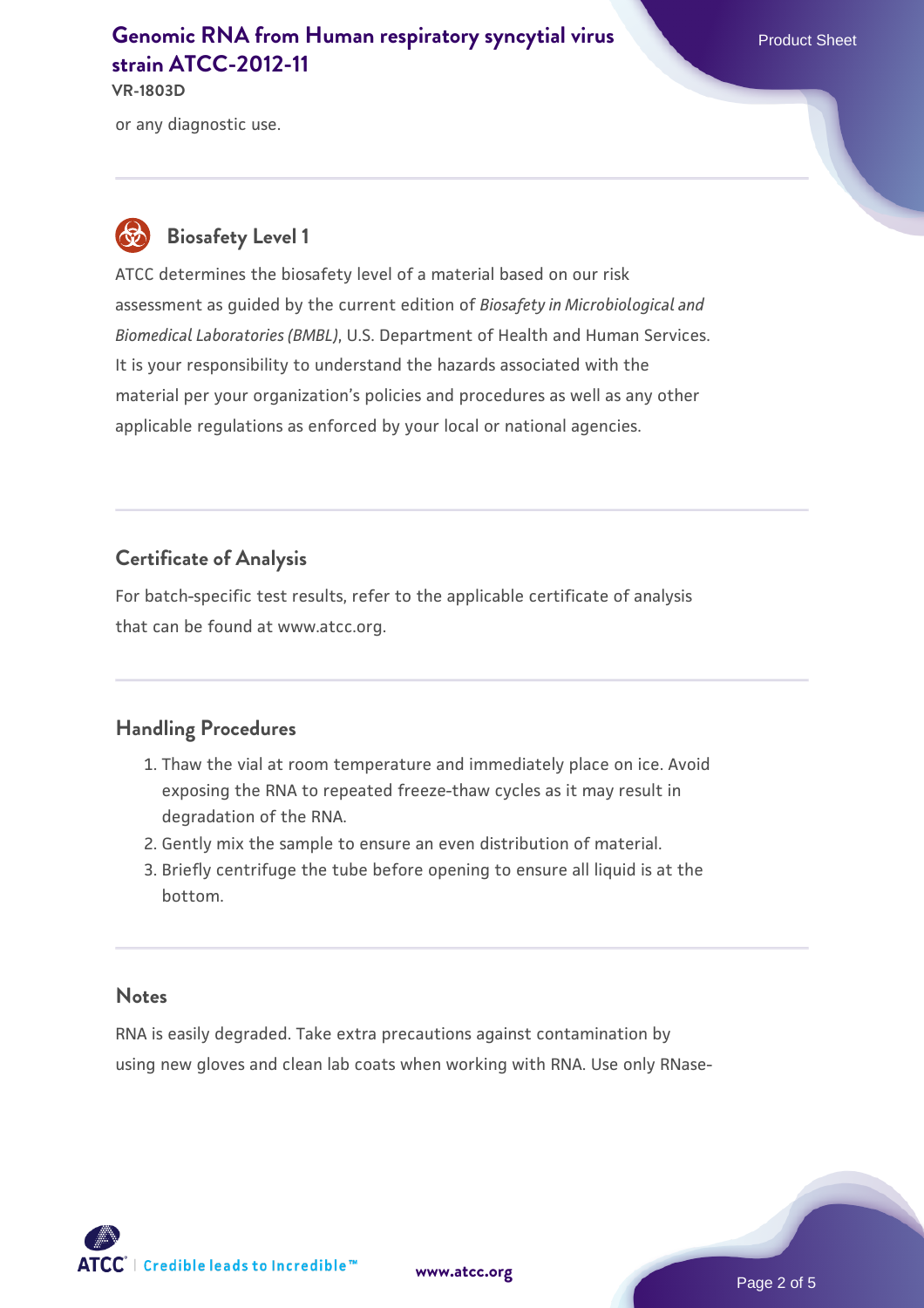or any diagnostic use.

## Biosafety Level 1

ATCC determines the biosafety level of a material based on our risk assessment as guided by the current edition of *Biosafety in Microbiological and Biomedical Laboratories (BMBL)*, U.S. Department of Health and Human Services. It is your responsibility to understand the hazards associated with the material per your organization's policies and procedures as well as any other applicable regulations as enforced by your local or national agencies.

## Certificate of Analysis

For batch-specific test results, refer to the applicable certificate of analysis that can be found at www.atcc.org.

## Handling Procedures

1. Thaw the vial at room temperature and immediately place on ice. Avoid exposing the RNA to repeated freeze-thaw cycles as it may result in degradation of the RNA.
2. Gently mix the sample to ensure an even distribution of material.
3. Briefly centrifuge the tube before opening to ensure all liquid is at the bottom.

## Notes

RNA is easily degraded. Take extra precautions against contamination by using new gloves and clean lab coats when working with RNA. Use only RNase-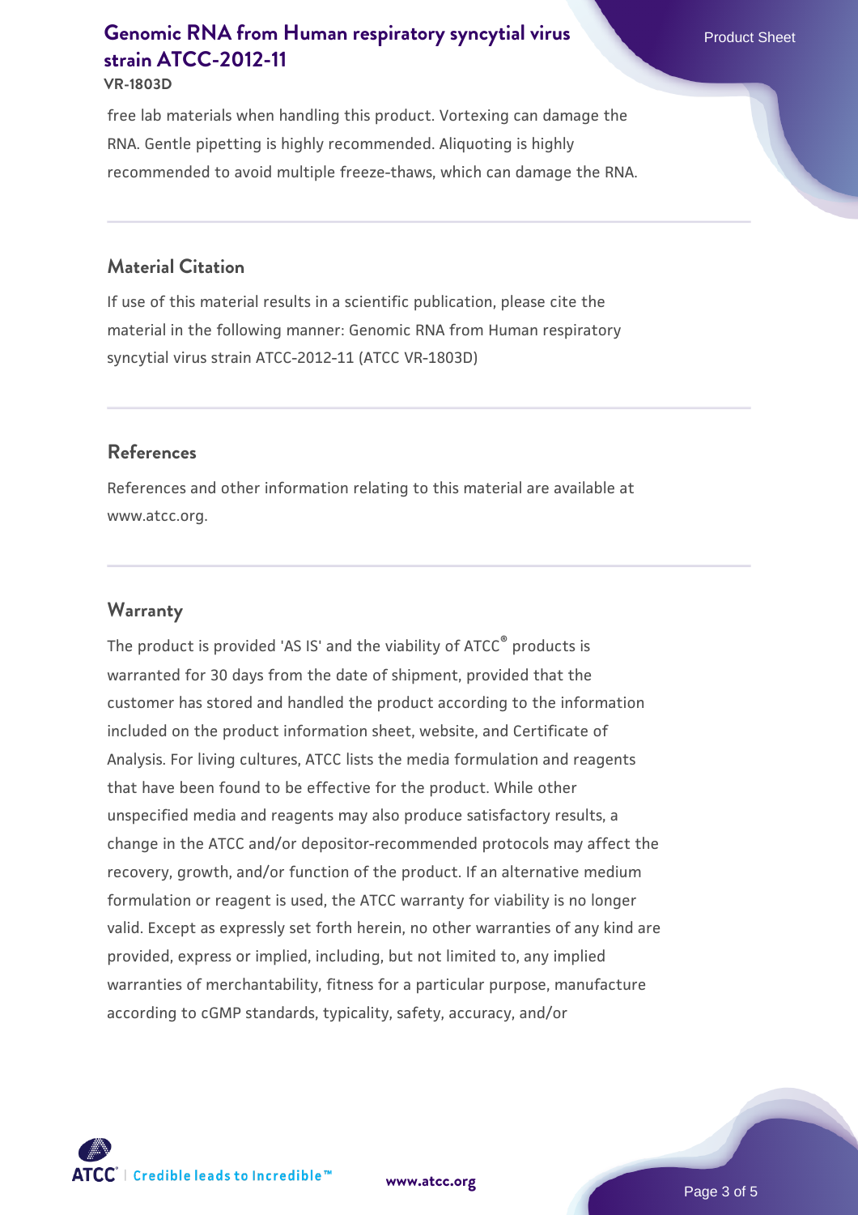free lab materials when handling this product. Vortexing can damage the RNA. Gentle pipetting is highly recommended. Aliquoting is highly recommended to avoid multiple freeze-thaws, which can damage the RNA.

## Material Citation

If use of this material results in a scientific publication, please cite the material in the following manner: Genomic RNA from Human respiratory syncytial virus strain ATCC-2012-11 (ATCC VR-1803D)

## References

References and other information relating to this material are available at www.atcc.org.

## Warranty

The product is provided 'AS IS' and the viability of ATCC® products is warranted for 30 days from the date of shipment, provided that the customer has stored and handled the product according to the information included on the product information sheet, website, and Certificate of Analysis. For living cultures, ATCC lists the media formulation and reagents that have been found to be effective for the product. While other unspecified media and reagents may also produce satisfactory results, a change in the ATCC and/or depositor-recommended protocols may affect the recovery, growth, and/or function of the product. If an alternative medium formulation or reagent is used, the ATCC warranty for viability is no longer valid. Except as expressly set forth herein, no other warranties of any kind are provided, express or implied, including, but not limited to, any implied warranties of merchantability, fitness for a particular purpose, manufacture according to cGMP standards, typicality, safety, accuracy, and/or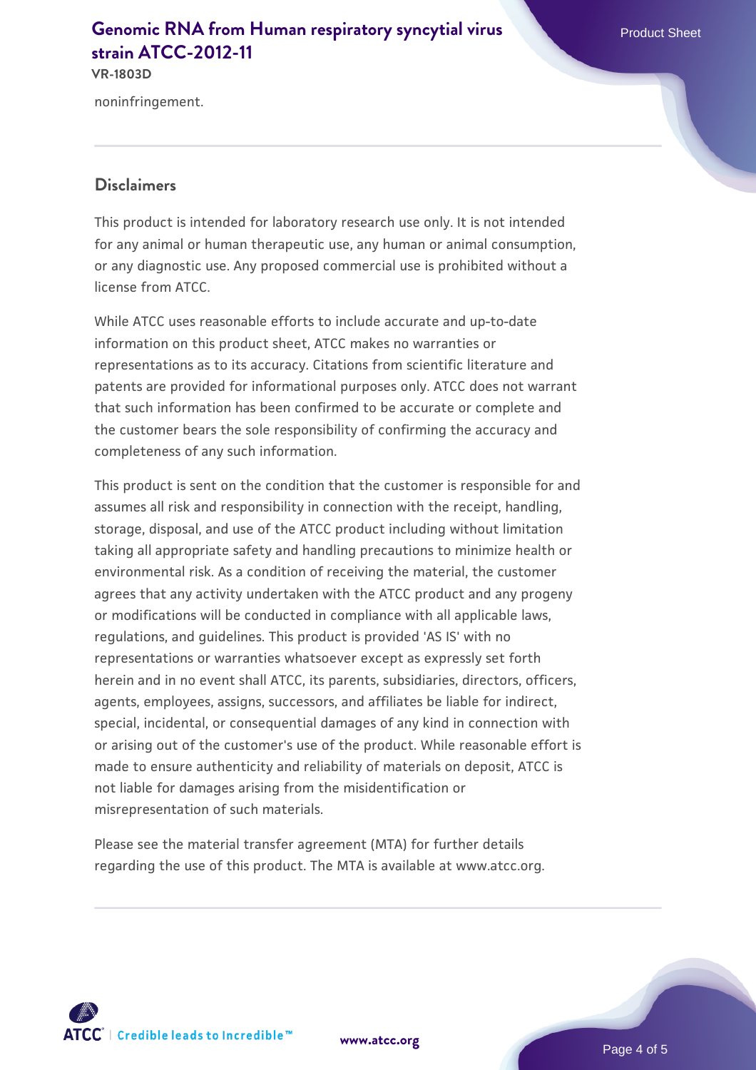noninfringement.

## Disclaimers

This product is intended for laboratory research use only. It is not intended for any animal or human therapeutic use, any human or animal consumption, or any diagnostic use. Any proposed commercial use is prohibited without a license from ATCC.

While ATCC uses reasonable efforts to include accurate and up-to-date information on this product sheet, ATCC makes no warranties or representations as to its accuracy. Citations from scientific literature and patents are provided for informational purposes only. ATCC does not warrant that such information has been confirmed to be accurate or complete and the customer bears the sole responsibility of confirming the accuracy and completeness of any such information.

This product is sent on the condition that the customer is responsible for and assumes all risk and responsibility in connection with the receipt, handling, storage, disposal, and use of the ATCC product including without limitation taking all appropriate safety and handling precautions to minimize health or environmental risk. As a condition of receiving the material, the customer agrees that any activity undertaken with the ATCC product and any progeny or modifications will be conducted in compliance with all applicable laws, regulations, and guidelines. This product is provided 'AS IS' with no representations or warranties whatsoever except as expressly set forth herein and in no event shall ATCC, its parents, subsidiaries, directors, officers, agents, employees, assigns, successors, and affiliates be liable for indirect, special, incidental, or consequential damages of any kind in connection with or arising out of the customer's use of the product. While reasonable effort is made to ensure authenticity and reliability of materials on deposit, ATCC is not liable for damages arising from the misidentification or misrepresentation of such materials.

Please see the material transfer agreement (MTA) for further details regarding the use of this product. The MTA is available at www.atcc.org.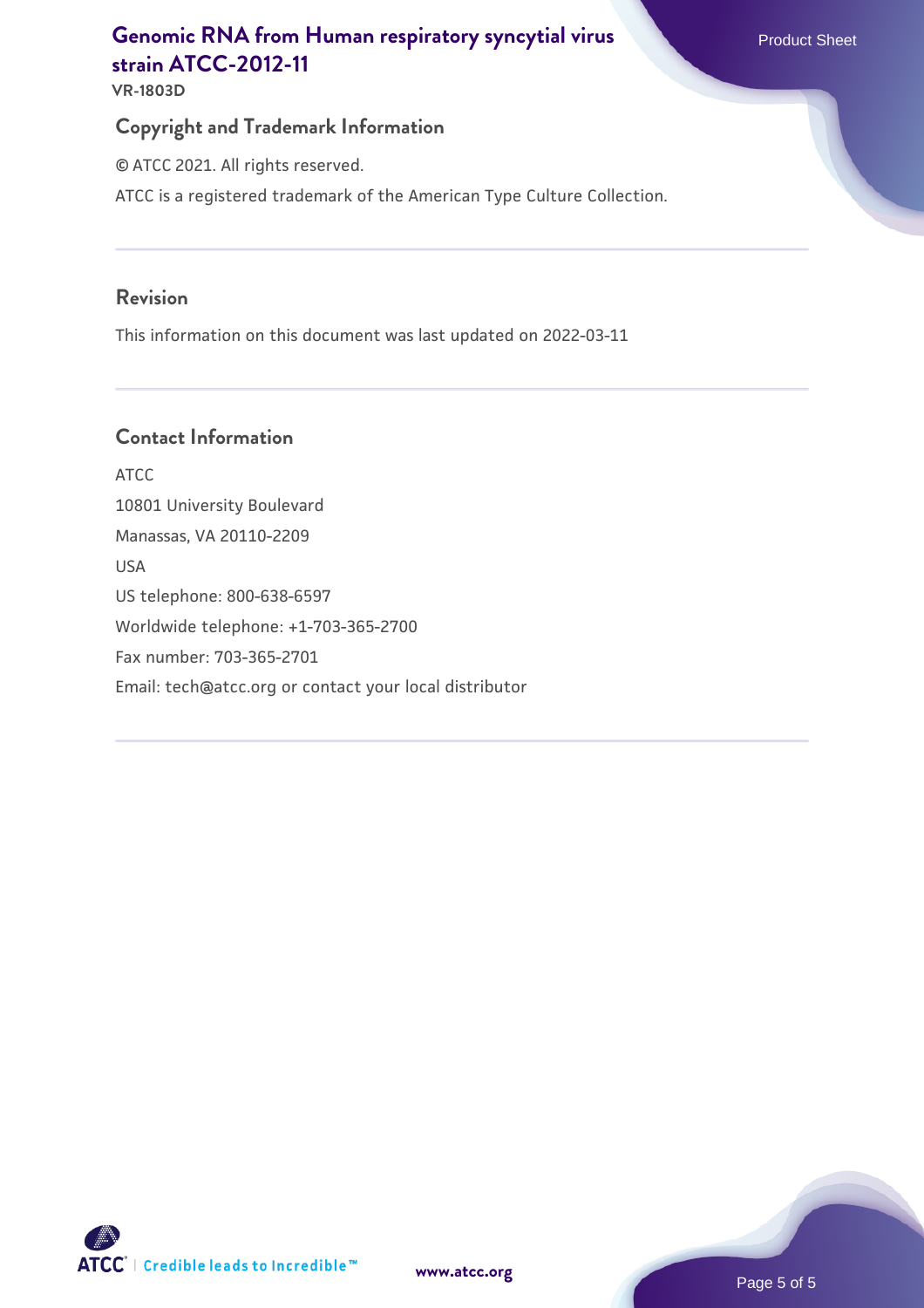## Copyright and Trademark Information

© ATCC 2021. All rights reserved.

ATCC is a registered trademark of the American Type Culture Collection.

## Revision

This information on this document was last updated on 2022-03-11

## Contact Information

ATCC

10801 University Boulevard

Manassas, VA 20110-2209

USA

US telephone: 800-638-6597

Worldwide telephone: +1-703-365-2700

Fax number: 703-365-2701

Email: tech@atcc.org or contact your local distributor